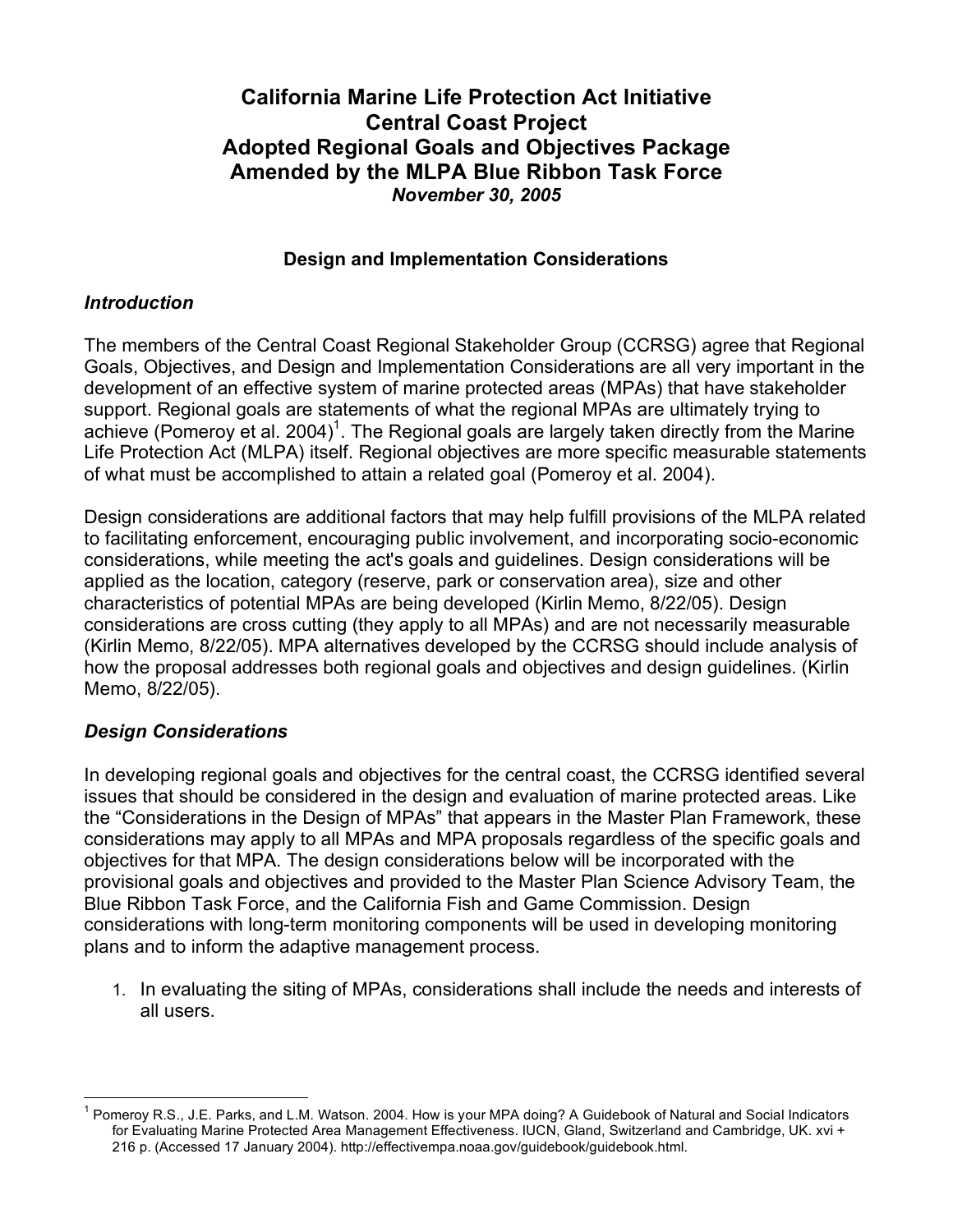# California Marine Life Protection Act Initiative
# Central Coast Project
# Adopted Regional Goals and Objectives Package
# Amended by the MLPA Blue Ribbon Task Force

***November 30, 2005***

## Design and Implementation Considerations

### *Introduction*

The members of the Central Coast Regional Stakeholder Group (CCRSG) agree that Regional Goals, Objectives, and Design and Implementation Considerations are all very important in the development of an effective system of marine protected areas (MPAs) that have stakeholder support. Regional goals are statements of what the regional MPAs are ultimately trying to achieve (Pomeroy et al. 2004)[1]. The Regional goals are largely taken directly from the Marine Life Protection Act (MLPA) itself. Regional objectives are more specific measurable statements of what must be accomplished to attain a related goal (Pomeroy et al. 2004).

Design considerations are additional factors that may help fulfill provisions of the MLPA related to facilitating enforcement, encouraging public involvement, and incorporating socio-economic considerations, while meeting the act's goals and guidelines. Design considerations will be applied as the location, category (reserve, park or conservation area), size and other characteristics of potential MPAs are being developed (Kirlin Memo, 8/22/05). Design considerations are cross cutting (they apply to all MPAs) and are not necessarily measurable (Kirlin Memo, 8/22/05). MPA alternatives developed by the CCRSG should include analysis of how the proposal addresses both regional goals and objectives and design guidelines. (Kirlin Memo, 8/22/05).

### *Design Considerations*

In developing regional goals and objectives for the central coast, the CCRSG identified several issues that should be considered in the design and evaluation of marine protected areas. Like the "Considerations in the Design of MPAs" that appears in the Master Plan Framework, these considerations may apply to all MPAs and MPA proposals regardless of the specific goals and objectives for that MPA. The design considerations below will be incorporated with the provisional goals and objectives and provided to the Master Plan Science Advisory Team, the Blue Ribbon Task Force, and the California Fish and Game Commission. Design considerations with long-term monitoring components will be used in developing monitoring plans and to inform the adaptive management process.

1. In evaluating the siting of MPAs, considerations shall include the needs and interests of all users.

[1] Pomeroy R.S., J.E. Parks, and L.M. Watson. 2004. How is your MPA doing? A Guidebook of Natural and Social Indicators for Evaluating Marine Protected Area Management Effectiveness. IUCN, Gland, Switzerland and Cambridge, UK. xvi + 216 p. (Accessed 17 January 2004). http://effectivempa.noaa.gov/guidebook/guidebook.html.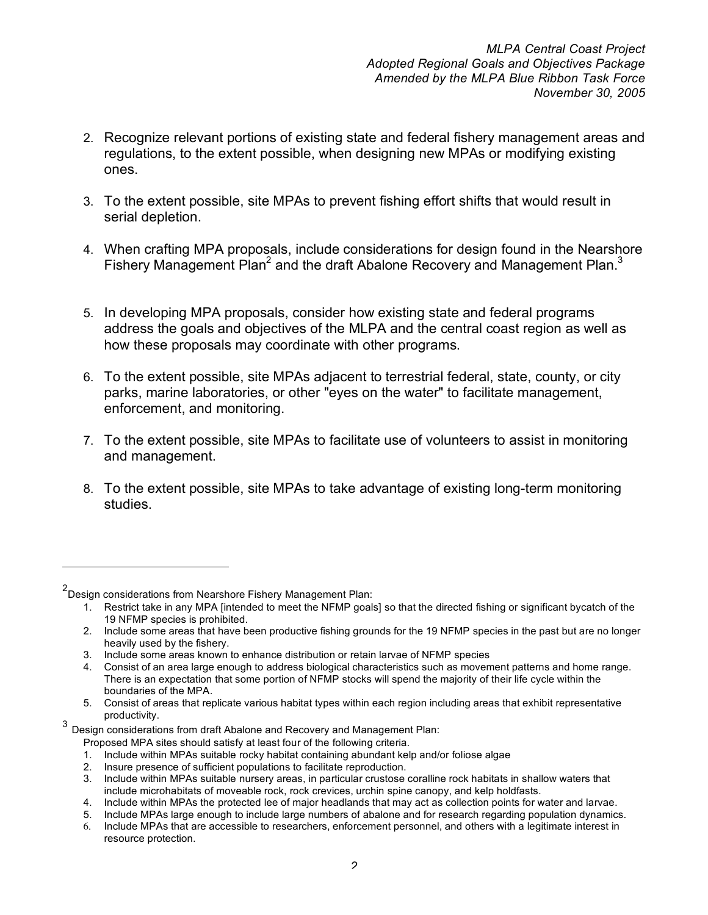2. Recognize relevant portions of existing state and federal fishery management areas and regulations, to the extent possible, when designing new MPAs or modifying existing ones.

3. To the extent possible, site MPAs to prevent fishing effort shifts that would result in serial depletion.

4. When crafting MPA proposals, include considerations for design found in the Nearshore Fishery Management Plan[2] and the draft Abalone Recovery and Management Plan.[3]

5. In developing MPA proposals, consider how existing state and federal programs address the goals and objectives of the MLPA and the central coast region as well as how these proposals may coordinate with other programs.

6. To the extent possible, site MPAs adjacent to terrestrial federal, state, county, or city parks, marine laboratories, or other "eyes on the water" to facilitate management, enforcement, and monitoring.

7. To the extent possible, site MPAs to facilitate use of volunteers to assist in monitoring and management.

8. To the extent possible, site MPAs to take advantage of existing long-term monitoring studies.

---

[2] Design considerations from Nearshore Fishery Management Plan:

1. Restrict take in any MPA [intended to meet the NFMP goals] so that the directed fishing or significant bycatch of the 19 NFMP species is prohibited.
2. Include some areas that have been productive fishing grounds for the 19 NFMP species in the past but are no longer heavily used by the fishery.
3. Include some areas known to enhance distribution or retain larvae of NFMP species
4. Consist of an area large enough to address biological characteristics such as movement patterns and home range. There is an expectation that some portion of NFMP stocks will spend the majority of their life cycle within the boundaries of the MPA.
5. Consist of areas that replicate various habitat types within each region including areas that exhibit representative productivity.

[3] Design considerations from draft Abalone and Recovery and Management Plan:

Proposed MPA sites should satisfy at least four of the following criteria.

1. Include within MPAs suitable rocky habitat containing abundant kelp and/or foliose algae
2. Insure presence of sufficient populations to facilitate reproduction.
3. Include within MPAs suitable nursery areas, in particular crustose coralline rock habitats in shallow waters that include microhabitats of moveable rock, rock crevices, urchin spine canopy, and kelp holdfasts.
4. Include within MPAs the protected lee of major headlands that may act as collection points for water and larvae.
5. Include MPAs large enough to include large numbers of abalone and for research regarding population dynamics.
6. Include MPAs that are accessible to researchers, enforcement personnel, and others with a legitimate interest in resource protection.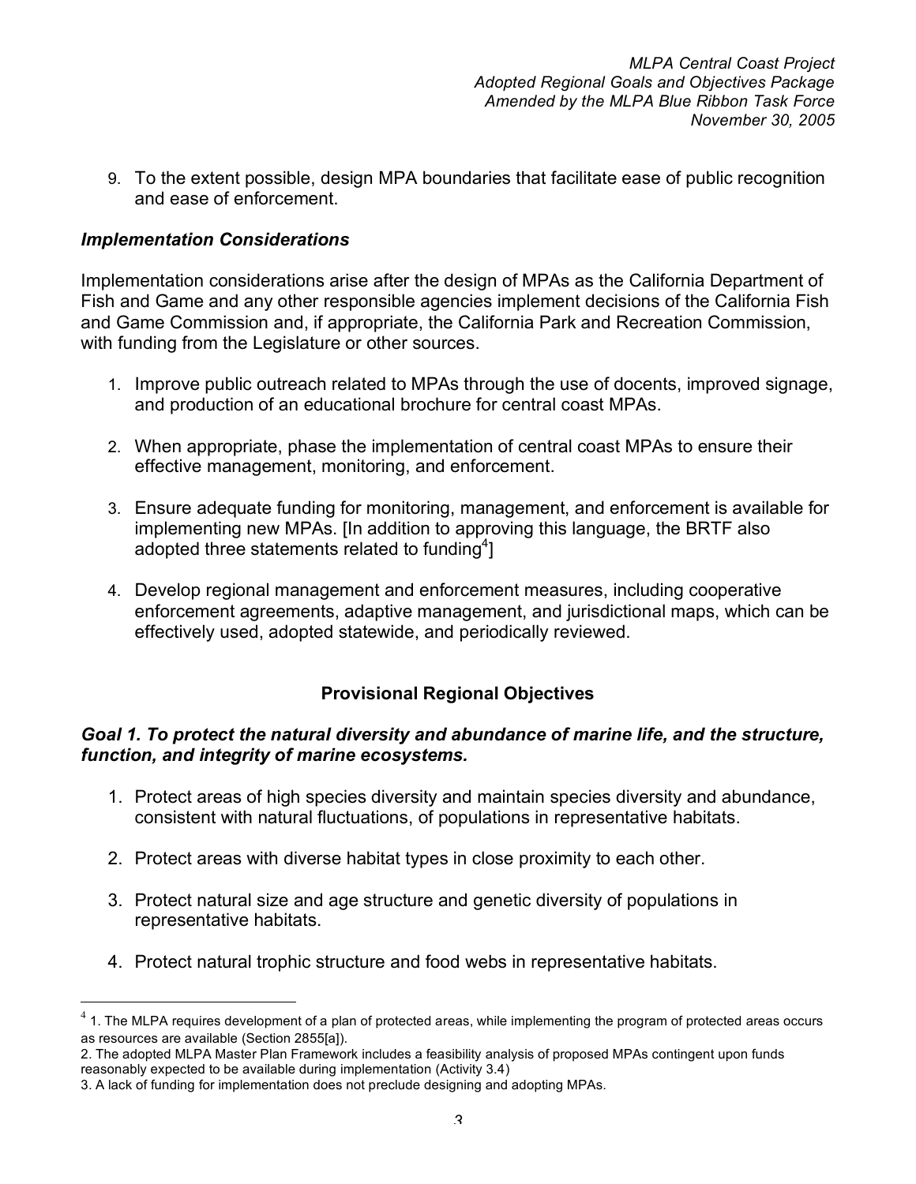9. To the extent possible, design MPA boundaries that facilitate ease of public recognition and ease of enforcement.

### *Implementation Considerations*

Implementation considerations arise after the design of MPAs as the California Department of Fish and Game and any other responsible agencies implement decisions of the California Fish and Game Commission and, if appropriate, the California Park and Recreation Commission, with funding from the Legislature or other sources.

1. Improve public outreach related to MPAs through the use of docents, improved signage, and production of an educational brochure for central coast MPAs.

2. When appropriate, phase the implementation of central coast MPAs to ensure their effective management, monitoring, and enforcement.

3. Ensure adequate funding for monitoring, management, and enforcement is available for implementing new MPAs. [In addition to approving this language, the BRTF also adopted three statements related to funding[4]]

4. Develop regional management and enforcement measures, including cooperative enforcement agreements, adaptive management, and jurisdictional maps, which can be effectively used, adopted statewide, and periodically reviewed.

## Provisional Regional Objectives

### *Goal 1. To protect the natural diversity and abundance of marine life, and the structure, function, and integrity of marine ecosystems.*

1. Protect areas of high species diversity and maintain species diversity and abundance, consistent with natural fluctuations, of populations in representative habitats.

2. Protect areas with diverse habitat types in close proximity to each other.

3. Protect natural size and age structure and genetic diversity of populations in representative habitats.

4. Protect natural trophic structure and food webs in representative habitats.

---

[4] 1. The MLPA requires development of a plan of protected areas, while implementing the program of protected areas occurs as resources are available (Section 2855[a]).
2. The adopted MLPA Master Plan Framework includes a feasibility analysis of proposed MPAs contingent upon funds reasonably expected to be available during implementation (Activity 3.4)
3. A lack of funding for implementation does not preclude designing and adopting MPAs.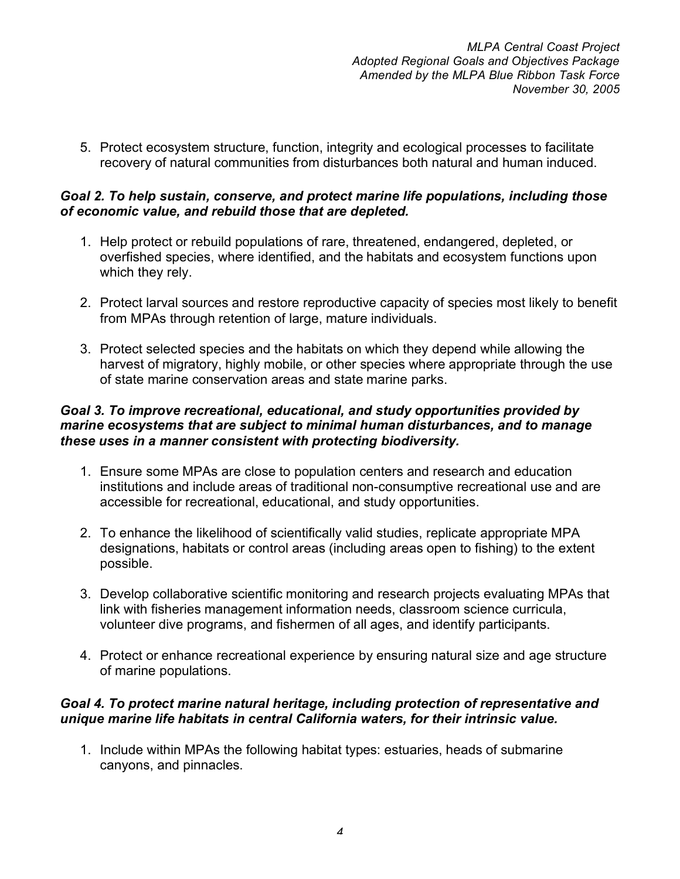5. Protect ecosystem structure, function, integrity and ecological processes to facilitate recovery of natural communities from disturbances both natural and human induced.

***Goal 2. To help sustain, conserve, and protect marine life populations, including those of economic value, and rebuild those that are depleted.***

1. Help protect or rebuild populations of rare, threatened, endangered, depleted, or overfished species, where identified, and the habitats and ecosystem functions upon which they rely.

2. Protect larval sources and restore reproductive capacity of species most likely to benefit from MPAs through retention of large, mature individuals.

3. Protect selected species and the habitats on which they depend while allowing the harvest of migratory, highly mobile, or other species where appropriate through the use of state marine conservation areas and state marine parks.

***Goal 3. To improve recreational, educational, and study opportunities provided by marine ecosystems that are subject to minimal human disturbances, and to manage these uses in a manner consistent with protecting biodiversity.***

1. Ensure some MPAs are close to population centers and research and education institutions and include areas of traditional non-consumptive recreational use and are accessible for recreational, educational, and study opportunities.

2. To enhance the likelihood of scientifically valid studies, replicate appropriate MPA designations, habitats or control areas (including areas open to fishing) to the extent possible.

3. Develop collaborative scientific monitoring and research projects evaluating MPAs that link with fisheries management information needs, classroom science curricula, volunteer dive programs, and fishermen of all ages, and identify participants.

4. Protect or enhance recreational experience by ensuring natural size and age structure of marine populations.

***Goal 4. To protect marine natural heritage, including protection of representative and unique marine life habitats in central California waters, for their intrinsic value.***

1. Include within MPAs the following habitat types: estuaries, heads of submarine canyons, and pinnacles.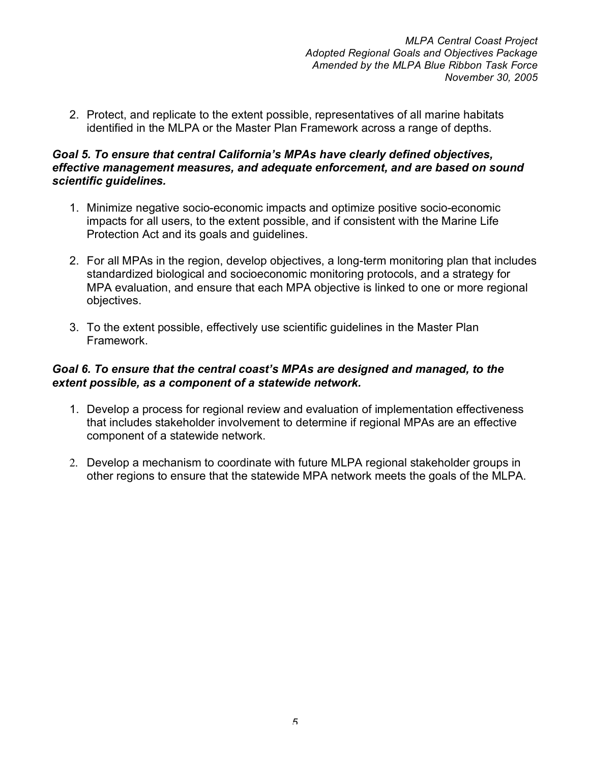2. Protect, and replicate to the extent possible, representatives of all marine habitats identified in the MLPA or the Master Plan Framework across a range of depths.

***Goal 5. To ensure that central California's MPAs have clearly defined objectives, effective management measures, and adequate enforcement, and are based on sound scientific guidelines.***

1. Minimize negative socio-economic impacts and optimize positive socio-economic impacts for all users, to the extent possible, and if consistent with the Marine Life Protection Act and its goals and guidelines.

2. For all MPAs in the region, develop objectives, a long-term monitoring plan that includes standardized biological and socioeconomic monitoring protocols, and a strategy for MPA evaluation, and ensure that each MPA objective is linked to one or more regional objectives.

3. To the extent possible, effectively use scientific guidelines in the Master Plan Framework.

***Goal 6. To ensure that the central coast's MPAs are designed and managed, to the extent possible, as a component of a statewide network.***

1. Develop a process for regional review and evaluation of implementation effectiveness that includes stakeholder involvement to determine if regional MPAs are an effective component of a statewide network.

2. Develop a mechanism to coordinate with future MLPA regional stakeholder groups in other regions to ensure that the statewide MPA network meets the goals of the MLPA.